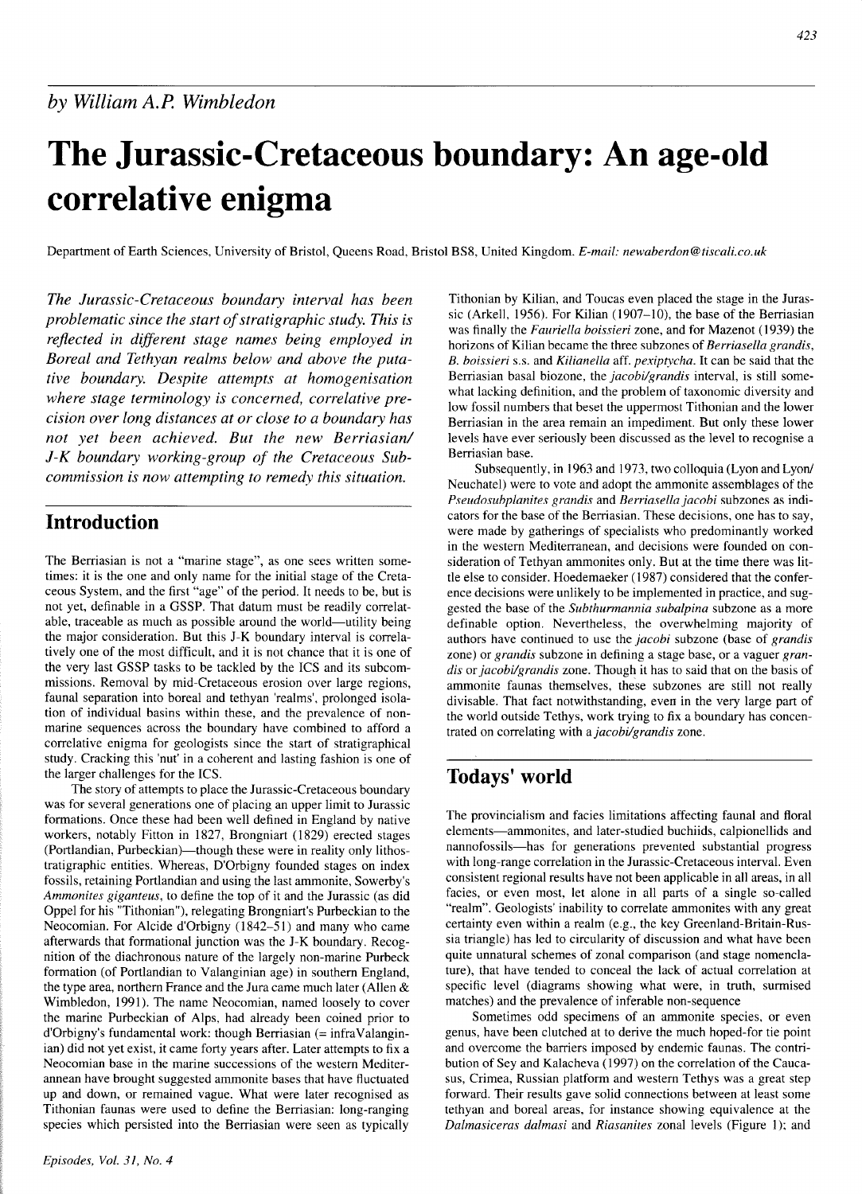*by William A.P. Wimbledon*

# The Jurassic-Cretaceous boundary: An age-old correlative enigma

Department of Earth Sciences, University of Bristol, Queens Road, Bristol BS8, United Kingdom. *E-mail: newaberdon@tiscali.co.uk*

*The Jurassic-Cretaceous boundary interval has been problematic since the start of stratigraphic study. This is reflected in different stage names being employed in Boreal and Tethyan realms below and above the putative boundary. Despite attempts at homogenisation where stage terminology is concerned, correlative precision over long distances at or close to a boundary has not yet been achieved. But the new Berriasian/ J-K boundary working-group of the Cretaceous Subcommission is now attempting to remedy this situation.*

## Introduction

The Berriasian is not a "marine stage", as one sees written sometimes: it is the one and only name for the initial stage of the Cretaceous System, and the first "age" of the period. It needs to be, but is not yet, definable in a GSSP. That datum must be readily correlatable, traceable as much as possible around the world—utility being the major consideration. But this J-K boundary interval is correlatively one of the most difficult, and it is not chance that it is one of the very last GSSP tasks to be tackled by the ICS and its subcommissions. Removal by mid-Cretaceous erosion over large regions, faunal separation into boreal and tethyan 'realms', prolonged isolation of individual basins within these, and the prevalence of non-marine sequences across the boundary have combined to afford a correlative enigma for geologists since the start of stratigraphical study. Cracking this 'nut' in a coherent and lasting fashion is one of the larger challenges for the ICS.

The story of attempts to place the Jurassic-Cretaceous boundary was for several generations one of placing an upper limit to Jurassic formations. Once these had been well defined in England by native workers, notably Fitton in 1827, Brongniart (1829) erected stages (Portlandian, Purbeckian)—though these were in reality only lithostratigraphic entities. Whereas, D'Orbigny founded stages on index fossils, retaining Portlandian and using the last ammonite, Sowerby's *Ammonites giganteus*, to define the top of it and the Jurassic (as did Oppel for his "Tithonian"), relegating Brongniart's Purbeckian to the Neocomian. For Alcide d'Orbigny (1842–51) and many who came afterwards that formational junction was the J-K boundary. Recognition of the diachronous nature of the largely non-marine Purbeck formation (of Portlandian to Valanginian age) in southern England, the type area, northern France and the Jura came much later (Allen & Wimbledon, 1991). The name Neocomian, named loosely to cover the marine Purbeckian of Alps, had already been coined prior to d'Orbigny's fundamental work: though Berriasian (= infraValanginian) did not yet exist, it came forty years after. Later attempts to fix a Neocomian base in the marine successions of the western Mediterranean have brought suggested ammonite bases that have fluctuated up and down, or remained vague. What were later recognised as Tithonian faunas were used to define the Berriasian: long-ranging species which persisted into the Berriasian were seen as typically Tithonian by Kilian, and Toucas even placed the stage in the Jurassic (Arkell, 1956). For Kilian (1907–10), the base of the Berriasian was finally the *Fauriella boissieri* zone, and for Mazenot (1939) the horizons of Kilian became the three subzones of *Berriasella grandis*, *B. boissieri* s.s. and *Kilianella* aff. *pexiptycha*. It can be said that the Berriasian basal biozone, the *jacobi/grandis* interval, is still somewhat lacking definition, and the problem of taxonomic diversity and low fossil numbers that beset the uppermost Tithonian and the lower Berriasian in the area remain an impediment. But only these lower levels have ever seriously been discussed as the level to recognise a Berriasian base.

Subsequently, in 1963 and 1973, two colloquia (Lyon and Lyon/ Neuchatel) were to vote and adopt the ammonite assemblages of the *Pseudosubplanites grandis* and *Berriasella jacobi* subzones as indicators for the base of the Berriasian. These decisions, one has to say, were made by gatherings of specialists who predominantly worked in the western Mediterranean, and decisions were founded on consideration of Tethyan ammonites only. But at the time there was little else to consider. Hoedemaeker (1987) considered that the conference decisions were unlikely to be implemented in practice, and suggested the base of the *Subthurmannia subalpina* subzone as a more definable option. Nevertheless, the overwhelming majority of authors have continued to use the *jacobi* subzone (base of *grandis* zone) or *grandis* subzone in defining a stage base, or a vaguer *grandis* or *jacobi/grandis* zone. Though it has to said that on the basis of ammonite faunas themselves, these subzones are still not really divisable. That fact notwithstanding, even in the very large part of the world outside Tethys, work trying to fix a boundary has concentrated on correlating with a *jacobi/grandis* zone.

## Todays' world

The provincialism and facies limitations affecting faunal and floral elements—ammonites, and later-studied buchiids, calpionellids and nannofossils—has for generations prevented substantial progress with long-range correlation in the Jurassic-Cretaceous interval. Even consistent regional results have not been applicable in all areas, in all facies, or even most, let alone in all parts of a single so-called "realm". Geologists' inability to correlate ammonites with any great certainty even within a realm (e.g., the key Greenland-Britain-Russia triangle) has led to circularity of discussion and what have been quite unnatural schemes of zonal comparison (and stage nomenclature), that have tended to conceal the lack of actual correlation at specific level (diagrams showing what were, in truth, surmised matches) and the prevalence of inferable non-sequence

Sometimes odd specimens of an ammonite species, or even genus, have been clutched at to derive the much hoped-for tie point and overcome the barriers imposed by endemic faunas. The contribution of Sey and Kalacheva (1997) on the correlation of the Caucasus, Crimea, Russian platform and western Tethys was a great step forward. Their results gave solid connections between at least some tethyan and boreal areas, for instance showing equivalence at the *Dalmasiceras dalmasi* and *Riasanites* zonal levels (Figure 1); and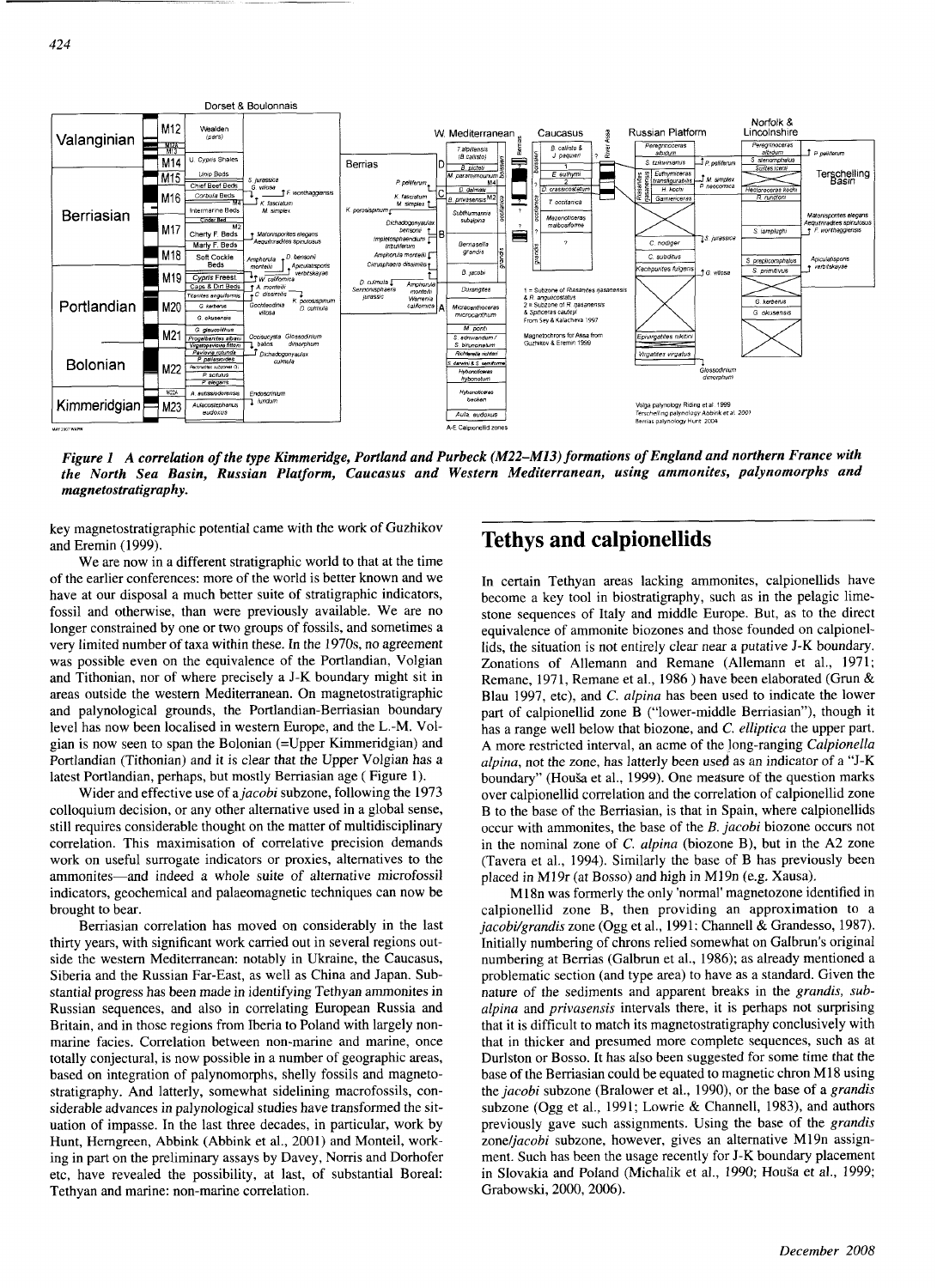*Figure 1 A correlation of the type Kimmeridge, Portland and Purbeck (M22–M13) formations of England and northern France with the North Sea Basin, Russian Platform, Caucasus and Western Mediterranean, using ammonites, palynomorphs and magnetostratigraphy.*

key magnetostratigraphic potential came with the work of Guzhikov and Eremin (1999).

We are now in a different stratigraphic world to that at the time of the earlier conferences: more of the world is better known and we have at our disposal a much better suite of stratigraphic indicators, fossil and otherwise, than were previously available. We are no longer constrained by one or two groups of fossils, and sometimes a very limited number of taxa within these. In the 1970s, no agreement was possible even on the equivalence of the Portlandian, Volgian and Tithonian, nor of where precisely a J-K boundary might sit in areas outside the western Mediterranean. On magnetostratigraphic and palynological grounds, the Portlandian-Berriasian boundary level has now been localised in western Europe, and the L.-M. Volgian is now seen to span the Bolonian (=Upper Kimmeridgian) and Portlandian (Tithonian) and it is clear that the Upper Volgian has a latest Portlandian, perhaps, but mostly Berriasian age ( Figure 1).

Wider and effective use of a *jacobi* subzone, following the 1973 colloquium decision, or any other alternative used in a global sense, still requires considerable thought on the matter of multidisciplinary correlation. This maximisation of correlative precision demands work on useful surrogate indicators or proxies, alternatives to the ammonites—and indeed a whole suite of alternative microfossil indicators, geochemical and palaeomagnetic techniques can now be brought to bear.

Berriasian correlation has moved on considerably in the last thirty years, with significant work carried out in several regions outside the western Mediterranean: notably in Ukraine, the Caucasus, Siberia and the Russian Far-East, as well as China and Japan. Substantial progress has been made in identifying Tethyan ammonites in Russian sequences, and also in correlating European Russia and Britain, and in those regions from Iberia to Poland with largely non-marine facies. Correlation between non-marine and marine, once totally conjectural, is now possible in a number of geographic areas, based on integration of palynomorphs, shelly fossils and magnetostratigraphy. And latterly, somewhat sidelining macrofossils, considerable advances in palynological studies have transformed the situation of impasse. In the last three decades, in particular, work by Hunt, Herngreen, Abbink (Abbink et al., 2001) and Monteil, working in part on the preliminary assays by Davey, Norris and Dorhofer etc, have revealed the possibility, at last, of substantial Boreal: Tethyan and marine: non-marine correlation.

## Tethys and calpionellids

In certain Tethyan areas lacking ammonites, calpionellids have become a key tool in biostratigraphy, such as in the pelagic limestone sequences of Italy and middle Europe. But, as to the direct equivalence of ammonite biozones and those founded on calpionellids, the situation is not entirely clear near a putative J-K boundary. Zonations of Allemann and Remane (Allemann et al., 1971; Remane, 1971, Remane et al., 1986 ) have been elaborated (Grun & Blau 1997, etc), and *C. alpina* has been used to indicate the lower part of calpionellid zone B ("lower-middle Berriasian"), though it has a range well below that biozone, and *C. elliptica* the upper part. A more restricted interval, an acme of the long-ranging *Calpionella alpina*, not the zone, has latterly been used as an indicator of a "J-K boundary" (Houša et al., 1999). One measure of the question marks over calpionellid correlation and the correlation of calpionellid zone B to the base of the Berriasian, is that in Spain, where calpionellids occur with ammonites, the base of the *B. jacobi* biozone occurs not in the nominal zone of *C. alpina* (biozone B), but in the A2 zone (Tavera et al., 1994). Similarly the base of B has previously been placed in M19r (at Bosso) and high in M19n (e.g. Xausa).

M18n was formerly the only 'normal' magnetozone identified in calpionellid zone B, then providing an approximation to a *jacobi/grandis* zone (Ogg et al., 1991; Channell & Grandesso, 1987). Initially numbering of chrons relied somewhat on Galbrun's original numbering at Berrias (Galbrun et al., 1986); as already mentioned a problematic section (and type area) to have as a standard. Given the nature of the sediments and apparent breaks in the *grandis, subalpina* and *privasensis* intervals there, it is perhaps not surprising that it is difficult to match its magnetostratigraphy conclusively with that in thicker and presumed more complete sequences, such as at Durlston or Bosso. It has also been suggested for some time that the base of the Berriasian could be equated to magnetic chron M18 using the *jacobi* subzone (Bralower et al., 1990), or the base of a *grandis* subzone (Ogg et al., 1991; Lowrie & Channell, 1983), and authors previously gave such assignments. Using the base of the *grandis* zone/*jacobi* subzone, however, gives an alternative M19n assignment. Such has been the usage recently for J-K boundary placement in Slovakia and Poland (Michalik et al., 1990; Houša et al., 1999; Grabowski, 2000, 2006).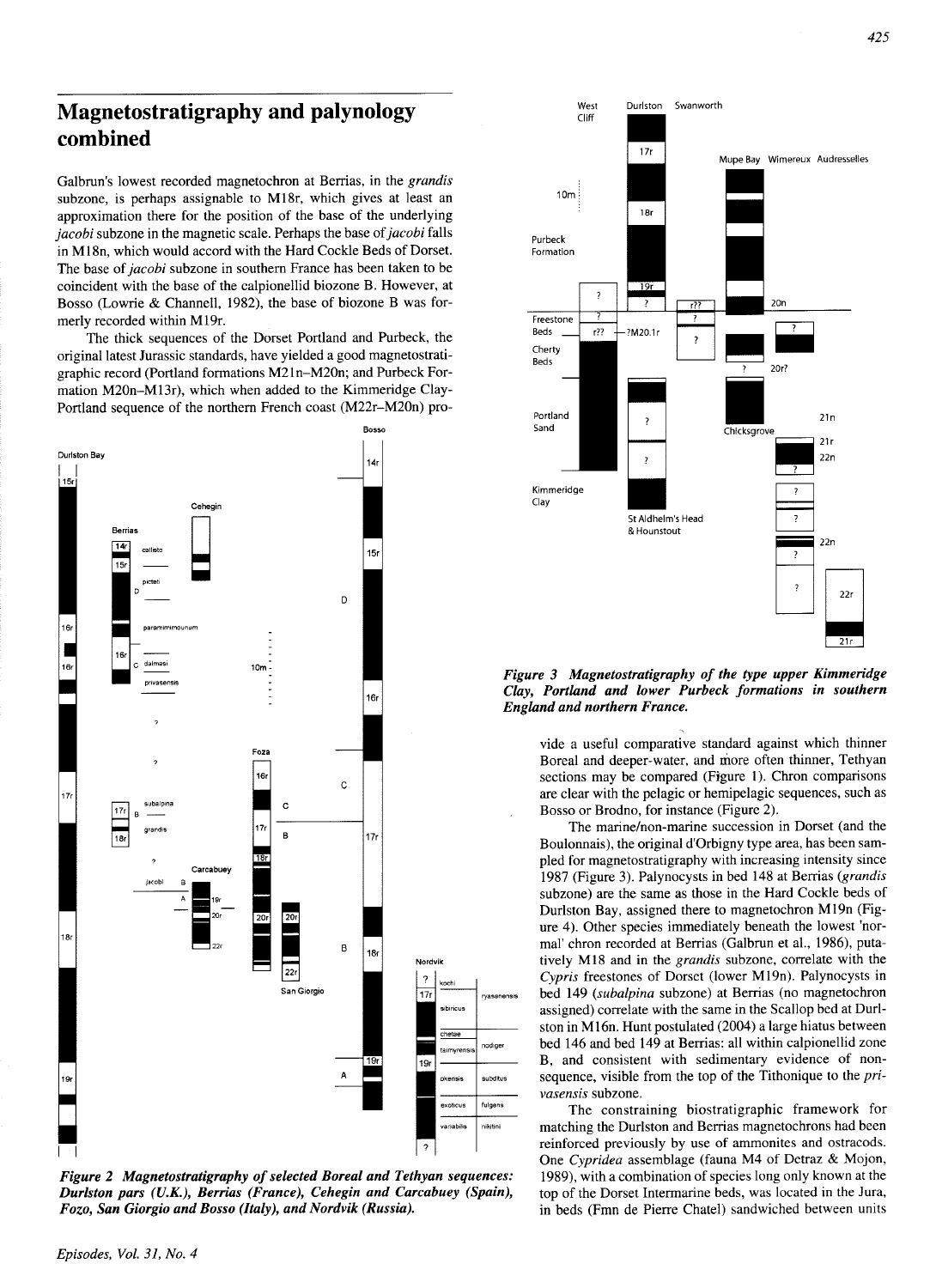# Magnetostratigraphy and palynology combined

Galbrun's lowest recorded magnetochron at Berrias, in the *grandis* subzone, is perhaps assignable to M18r, which gives at least an approximation there for the position of the base of the underlying *jacobi* subzone in the magnetic scale. Perhaps the base of *jacobi* falls in M18n, which would accord with the Hard Cockle Beds of Dorset. The base of *jacobi* subzone in southern France has been taken to be coincident with the base of the calpionellid biozone B. However, at Bosso (Lowrie & Channell, 1982), the base of biozone B was formerly recorded within M19r.

The thick sequences of the Dorset Portland and Purbeck, the original latest Jurassic standards, have yielded a good magnetostratigraphic record (Portland formations M21n–M20n; and Purbeck Formation M20n–M13r), which when added to the Kimmeridge Clay-Portland sequence of the northern French coast (M22r–M20n) provide a useful comparative standard against which thinner Boreal and deeper-water, and more often thinner, Tethyan sections may be compared (Figure 1). Chron comparisons are clear with the pelagic or hemipelagic sequences, such as Bosso or Brodno, for instance (Figure 2).

*Figure 2 Magnetostratigraphy of selected Boreal and Tethyan sequences: Durlston pars (U.K.), Berrias (France), Cehegin and Carcabuey (Spain), Fozo, San Giorgio and Bosso (Italy), and Nordvik (Russia).*

*Figure 3 Magnetostratigraphy of the type upper Kimmeridge Clay, Portland and lower Purbeck formations in southern England and northern France.*

The marine/non-marine succession in Dorset (and the Boulonnais), the original d'Orbigny type area, has been sampled for magnetostratigraphy with increasing intensity since 1987 (Figure 3). Palynocysts in bed 148 at Berrias (*grandis* subzone) are the same as those in the Hard Cockle beds of Durlston Bay, assigned there to magnetochron M19n (Figure 4). Other species immediately beneath the lowest 'normal' chron recorded at Berrias (Galbrun et al., 1986), putatively M18 and in the *grandis* subzone, correlate with the *Cypris* freestones of Dorset (lower M19n). Palynocysts in bed 149 (*subalpina* subzone) at Berrias (no magnetochron assigned) correlate with the same in the Scallop bed at Durlston in M16n. Hunt postulated (2004) a large hiatus between bed 146 and bed 149 at Berrias: all within calpionellid zone B, and consistent with sedimentary evidence of non-sequence, visible from the top of the Tithonique to the *privasensis* subzone.

The constraining biostratigraphic framework for matching the Durlston and Berrias magnetochrons had been reinforced previously by use of ammonites and ostracods. One *Cypridea* assemblage (fauna M4 of Detraz & Mojon, 1989), with a combination of species long only known at the top of the Dorset Intermarine beds, was located in the Jura, in beds (Fmn de Pierre Chatel) sandwiched between units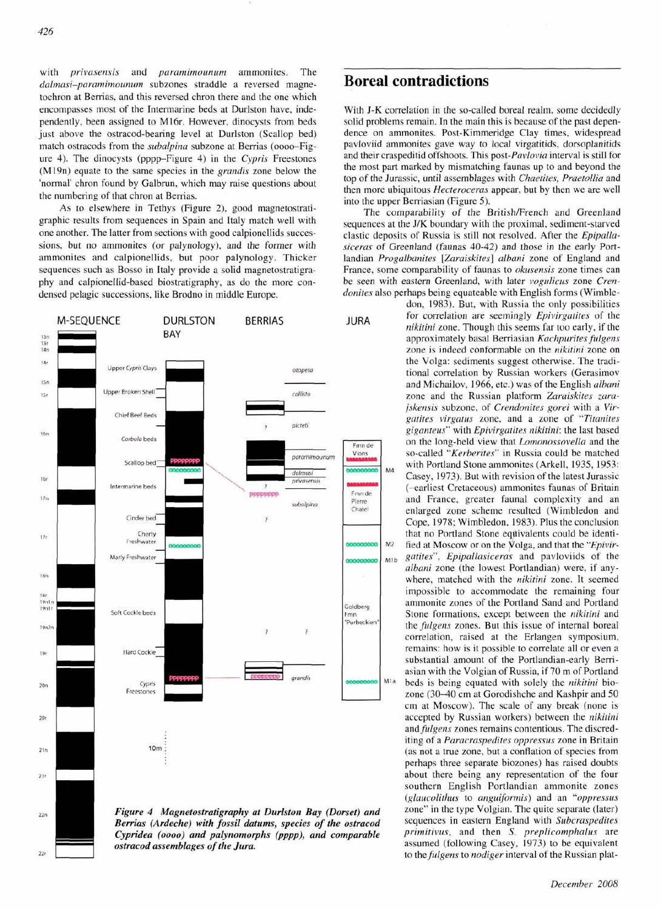with *privasensis* and *paramimounum* ammonites. The *dalmasi–paramimounum* subzones straddle a reversed magnetochron at Berrias, and this reversed chron there and the one which encompasses most of the Intermarine beds at Durlston have, independently, been assigned to M16r. However, dinocysts from beds just above the ostracod-bearing level at Durlston (Scallop bed) match ostracods from the *subalpina* subzone at Berrias (oooo–Figure 4). The dinocysts (pppp–Figure 4) in the *Cypris* Freestones (M19n) equate to the same species in the *grandis* zone below the 'normal' chron found by Galbrun, which may raise questions about the numbering of that chron at Berrias.

As to elsewhere in Tethys (Figure 2), good magnetostratigraphic results from sequences in Spain and Italy match well with one another. The latter from sections with good calpionellids successions, but no ammonites (or palynology), and the former with ammonites and calpionellids, but poor palynology. Thicker sequences such as Bosso in Italy provide a solid magnetostratigraphy and calpionellid-based biostratigraphy, as do the more condensed pelagic successions, like Brodno in middle Europe.

*Figure 4 Magnetostratigraphy at Durlston Bay (Dorset) and Berrias (Ardeche) with fossil datums, species of the ostracod Cypridea (oooo) and palynomorphs (pppp), and comparable ostracod assemblages of the Jura.*

## Boreal contradictions

With J-K correlation in the so-called boreal realm, some decidedly solid problems remain. In the main this is because of the past dependence on ammonites. Post-Kimmeridge Clay times, widespread pavloviid ammonites gave way to local virgatitids, dorsoplanitids and their craspeditid offshoots. This post-*Pavlovia* interval is still for the most part marked by mismatching faunas up to and beyond the top of the Jurassic, until assemblages with *Chaetites*, *Praetollia* and then more ubiquitous *Hecteroceras* appear, but by then we are well into the upper Berriasian (Figure 5).

The comparability of the British/French and Greenland sequences at the J/K boundary with the proximal, sediment-starved clastic deposits of Russia is still not resolved. After the *Epipallasiceras* of Greenland (faunas 40-42) and those in the early Portlandian *Progalbanites* [*Zaraiskites*] *albani* zone of England and France, some comparability of faunas to *okusensis* zone times can be seen with eastern Greenland, with later *vogulicus* zone *Crendonites* also perhaps being equateable with English forms (Wimbledon, 1983). But, with Russia the only possibilities for correlation are seemingly *Epivirgatites* of the *nikitini* zone. Though this seems far too early, if the approximately basal Berriasian *Kachpurites fulgens* zone is indeed conformable on the *nikitini* zone on the Volga: sediments suggest otherwise. The traditional correlation by Russian workers (Gerasimov and Michailov, 1966, etc.) was of the English *albani* zone and the Russian platform *Zaraiskites zarajskensis* subzone, of *Crendonites gorei* with a *Virgatites virgatus* zone, and a zone of *"Titanites giganteus"* with *Epivirgatites nikitini*: the last based on the long-held view that *Lomonossovella* and the so-called *"Kerberites"* in Russia could be matched with Portland Stone ammonites (Arkell, 1935, 1953; Casey, 1973). But with revision of the latest Jurassic (–earliest Cretaceous) ammonites faunas of Britain and France, greater faunal complexity and an enlarged zone scheme resulted (Wimbledon and Cope, 1978; Wimbledon, 1983). Plus the conclusion that no Portland Stone equivalents could be identified at Moscow or on the Volga, and that the *"Epivirgatites"*, *Epipallasiceras* and pavloviids of the *albani* zone (the lowest Portlandian) were, if anywhere, matched with the *nikitini* zone. It seemed impossible to accommodate the remaining four ammonite zones of the Portland Sand and Portland Stone formations, except between the *nikitini* and the *fulgens* zones. But this issue of internal boreal correlation, raised at the Erlangen symposium, remains: how is it possible to correlate all or even a substantial amount of the Portlandian-early Berriasian with the Volgian of Russia, if 70 m of Portland beds is being equated with solely the *nikitini* biozone (30–40 cm at Gorodishche and Kashpir and 50 cm at Moscow). The scale of any break (none is accepted by Russian workers) between the *nikitini* and *fulgens* zones remains contentious. The discrediting of a *Paracraspedites oppressus* zone in Britain (as not a true zone, but a conflation of species from perhaps three separate biozones) has raised doubts about there being any representation of the four southern English Portlandian ammonite zones (*glaucolithus* to *anguiformis*) and an *"oppressus* zone" in the type Volgian. The quite separate (later) sequences in eastern England with *Subcraspedites primitivus*, and then *S. preplicomphalus* are assumed (following Casey, 1973) to be equivalent to the *fulgens* to *nodiger* interval of the Russian plat-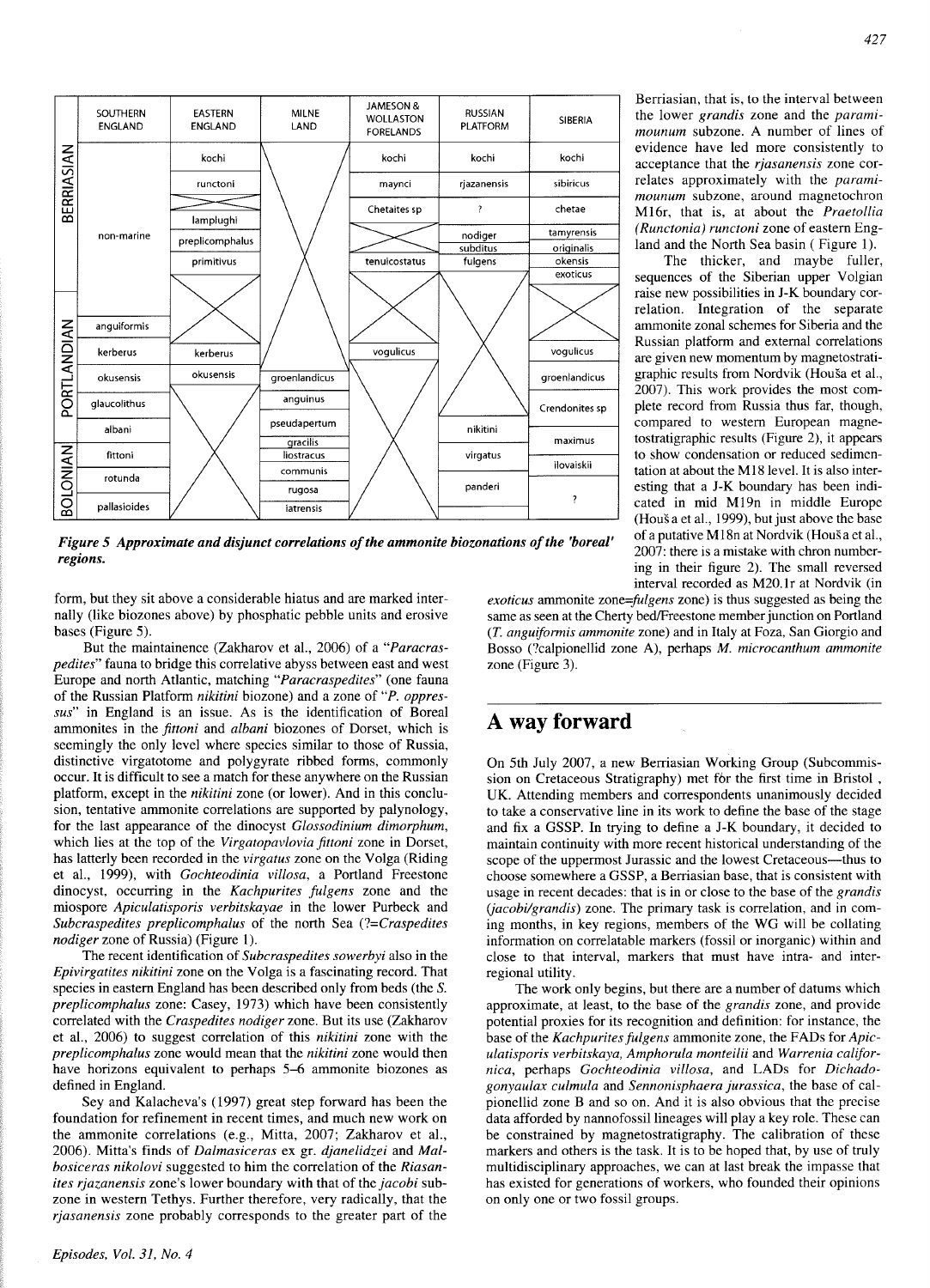| Stage | SOUTHERN ENGLAND | EASTERN ENGLAND | MILNE LAND | JAMESON & WOLLASTON FORELANDS | RUSSIAN PLATFORM | SIBERIA |
|---|---|---|---|---|---|---|
| BERRIASIAN | non-marine | kochi | | kochi | kochi | kochi |
| | | runctoni | | maynci | rjazanensis | sibiricus |
| | | | | Chetaites sp | ? | chetae |
| | | lamplughi | | | | |
| | | preplicomphalus | | | nodiger | tamyrensis |
| | | | | | subditus | originalis |
| | | primitivus | | tenuicostatus | fulgens | okensis |
| | | | | | | exoticus |
| PORTLANDIAN | anguiformis | | | | | |
| | kerberus | kerberus | | vogulicus | | vogulicus |
| | okusensis | okusensis | groenlandicus | | | groenlandicus |
| | glaucolithus | | anguinus | | | Crendonites sp |
| | albani | | pseudapertum | | nikitini | maximus |
| BOLONIAN | | | gracilis | | | |
| | fittoni | | liostracus | | virgatus | ilovaiskii |
| | rotunda | | communis | | | |
| | | | rugosa | | panderi | ? |
| | pallasioides | | iatrensis | | | |

***Figure 5 Approximate and disjunct correlations of the ammonite biozonations of the 'boreal' regions.***

form, but they sit above a considerable hiatus and are marked internally (like biozones above) by phosphatic pebble units and erosive bases (Figure 5).

But the maintainence (Zakharov et al., 2006) of a "*Paracraspedites*" fauna to bridge this correlative abyss between east and west Europe and north Atlantic, matching "*Paracraspedites*" (one fauna of the Russian Platform *nikitini* biozone) and a zone of "*P. oppressus*" in England is an issue. As is the identification of Boreal ammonites in the *fittoni* and *albani* biozones of Dorset, which is seemingly the only level where species similar to those of Russia, distinctive virgatotome and polygyrate ribbed forms, commonly occur. It is difficult to see a match for these anywhere on the Russian platform, except in the *nikitini* zone (or lower). And in this conclusion, tentative ammonite correlations are supported by palynology, for the last appearance of the dinocyst *Glossodinium dimorphum*, which lies at the top of the *Virgatopavlovia fittoni* zone in Dorset, has latterly been recorded in the *virgatus* zone on the Volga (Riding et al., 1999), with *Gochteodinia villosa*, a Portland Freestone dinocyst, occurring in the *Kachpurites fulgens* zone and the miospore *Apiculatisporis verbitskayae* in the lower Purbeck and *Subcraspedites preplicomphalus* of the north Sea (?=*Craspedites nodiger* zone of Russia) (Figure 1).

The recent identification of *Subcraspedites sowerbyi* also in the *Epivirgatites nikitini* zone on the Volga is a fascinating record. That species in eastern England has been described only from beds (the *S. preplicomphalus* zone: Casey, 1973) which have been consistently correlated with the *Craspedites nodiger* zone. But its use (Zakharov et al., 2006) to suggest correlation of this *nikitini* zone with the *preplicomphalus* zone would mean that the *nikitini* zone would then have horizons equivalent to perhaps 5–6 ammonite biozones as defined in England.

Sey and Kalacheva's (1997) great step forward has been the foundation for refinement in recent times, and much new work on the ammonite correlations (e.g., Mitta, 2007; Zakharov et al., 2006). Mitta's finds of *Dalmasiceras* ex gr. *djanelidzei* and *Malbosiceras nikolovi* suggested to him the correlation of the *Riasanites rjazanensis* zone's lower boundary with that of the *jacobi* subzone in western Tethys. Further therefore, very radically, that the *rjasanensis* zone probably corresponds to the greater part of the Berriasian, that is, to the interval between the lower *grandis* zone and the *paramimounum* subzone. A number of lines of evidence have led more consistently to acceptance that the *rjasanensis* zone correlates approximately with the *paramimounum* subzone, around magnetochron M16r, that is, at about the *Praetollia (Runctonia) runctoni* zone of eastern England and the North Sea basin ( Figure 1).

The thicker, and maybe fuller, sequences of the Siberian upper Volgian raise new possibilities in J-K boundary correlation. Integration of the separate ammonite zonal schemes for Siberia and the Russian platform and external correlations are given new momentum by magnetostratigraphic results from Nordvik (Houša et al., 2007). This work provides the most complete record from Russia thus far, though, compared to western European magnetostratigraphic results (Figure 2), it appears to show condensation or reduced sedimentation at about the M18 level. It is also interesting that a J-K boundary has been indicated in mid M19n in middle Europe (Houša et al., 1999), but just above the base of a putative M18n at Nordvik (Houša et al., 2007: there is a mistake with chron numbering in their figure 2). The small reversed interval recorded as M20.1r at Nordvik (in *exoticus* ammonite zone=*fulgens* zone) is thus suggested as being the same as seen at the Cherty bed/Freestone member junction on Portland (*T. anguiformis ammonite* zone) and in Italy at Foza, San Giorgio and Bosso (?calpionellid zone A), perhaps *M. microcanthum ammonite* zone (Figure 3).

## A way forward

On 5th July 2007, a new Berriasian Working Group (Subcommission on Cretaceous Stratigraphy) met for the first time in Bristol , UK. Attending members and correspondents unanimously decided to take a conservative line in its work to define the base of the stage and fix a GSSP. In trying to define a J-K boundary, it decided to maintain continuity with more recent historical understanding of the scope of the uppermost Jurassic and the lowest Cretaceous—thus to choose somewhere a GSSP, a Berriasian base, that is consistent with usage in recent decades: that is in or close to the base of the *grandis* (*jacobi/grandis*) zone. The primary task is correlation, and in coming months, in key regions, members of the WG will be collating information on correlatable markers (fossil or inorganic) within and close to that interval, markers that must have intra- and interregional utility.

The work only begins, but there are a number of datums which approximate, at least, to the base of the *grandis* zone, and provide potential proxies for its recognition and definition: for instance, the base of the *Kachpurites fulgens* ammonite zone, the FADs for *Apiculatisporis verbitskaya, Amphorula monteilii* and *Warrenia californica*, perhaps *Gochteodinia villosa*, and LADs for *Dichadogonyaulax culmula* and *Sennonisphaera jurassica*, the base of calpionellid zone B and so on. And it is also obvious that the precise data afforded by nannofossil lineages will play a key role. These can be constrained by magnetostratigraphy. The calibration of these markers and others is the task. It is to be hoped that, by use of truly multidisciplinary approaches, we can at last break the impasse that has existed for generations of workers, who founded their opinions on only one or two fossil groups.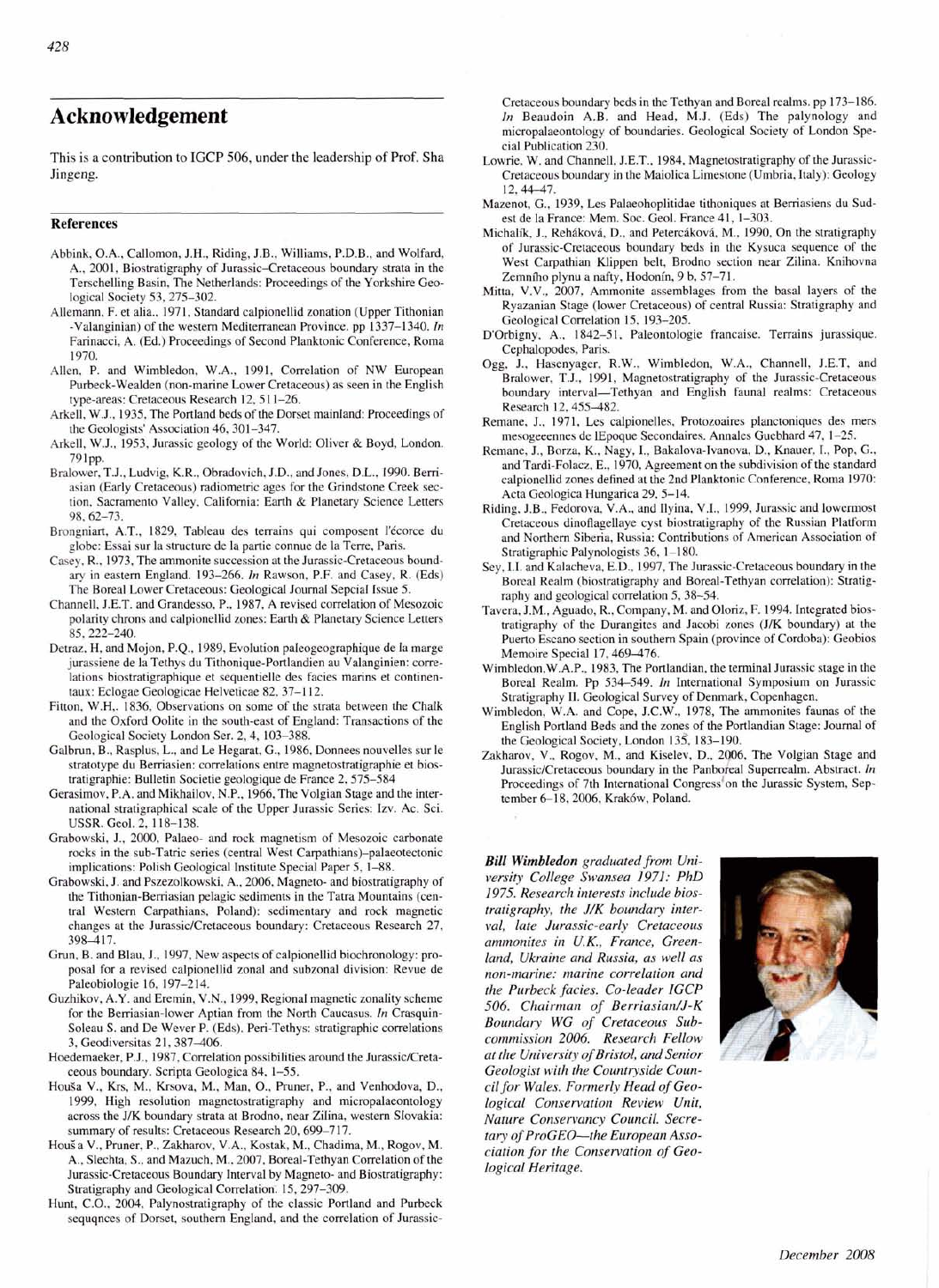## Acknowledgement

This is a contribution to IGCP 506, under the leadership of Prof. Sha Jingeng.

### References

Abbink, O.A., Callomon, J.H., Riding, J.B., Williams, P.D.B., and Wolfard, A., 2001, Biostratigraphy of Jurassic–Cretaceous boundary strata in the Terschelling Basin, The Netherlands: Proceedings of the Yorkshire Geological Society 53, 275–302.

Allemann, F. et alia., 1971, Standard calpionellid zonation (Upper Tithonian -Valanginian) of the western Mediterranean Province. pp 1337–1340. *In* Farinacci, A. (Ed.) Proceedings of Second Planktonic Conference, Roma 1970.

Allen, P. and Wimbledon, W.A., 1991, Correlation of NW European Purbeck-Wealden (non-marine Lower Cretaceous) as seen in the English type-areas: Cretaceous Research 12, 511–26.

Arkell, W.J., 1935, The Portland beds of the Dorset mainland: Proceedings of the Geologists' Association 46, 301–347.

Arkell, W.J., 1953, Jurassic geology of the World: Oliver & Boyd, London. 791pp.

Bralower, T.J., Ludvig, K.R., Obradovich, J.D., and Jones, D.L., 1990. Berriasian (Early Cretaceous) radiometric ages for the Grindstone Creek section, Sacramento Valley, California: Earth & Planetary Science Letters 98, 62–73.

Brongniart, A.T., 1829, Tableau des terrains qui composent l'écorce du globe: Essai sur la structure de la partie connue de la Terre, Paris.

Casey, R., 1973, The ammonite succession at the Jurassic-Cretaceous boundary in eastern England. 193–266. *In* Rawson, P.F. and Casey, R. (Eds) The Boreal Lower Cretaceous: Geological Journal Sepcial Issue 5.

Channell, J.E.T. and Grandesso, P., 1987, A revised correlation of Mesozoic polarity chrons and calpionellid zones: Earth & Planetary Science Letters 85, 222–240.

Detraz, H, and Mojon, P.Q., 1989, Evolution paleogeographique de la marge jurassiene de la Tethys du Tithonique-Portlandien au Valanginien: correlations biostratigraphique et sequentielle des facies marins et continentaux: Eclogae Geologicae Helveticae 82, 37–112.

Fitton, W.H,. 1836, Observations on some of the strata between the Chalk and the Oxford Oolite in the south-east of England: Transactions of the Geological Society London Ser. 2, 4, 103–388.

Galbrun, B., Rasplus, L., and Le Hegarat, G., 1986, Donnees nouvelles sur le stratotype du Berriasien: correlations entre magnetostratigraphie et biostratigraphie: Bulletin Societie geologique de France 2, 575–584

Gerasimov, P.A. and Mikhailov, N.P., 1966, The Volgian Stage and the international stratigraphical scale of the Upper Jurassic Series: Izv. Ac. Sci. USSR. Geol. 2, 118–138.

Grabowski, J., 2000, Palaeo- and rock magnetism of Mesozoic carbonate rocks in the sub-Tatric series (central West Carpathians)–palaeotectonic implications: Polish Geological Institute Special Paper 5, 1–88.

Grabowski, J. and Pszezolkowski, A., 2006, Magneto- and biostratigraphy of the Tithonian-Berriasian pelagic sediments in the Tatra Mountains (central Western Carpathians, Poland): sedimentary and rock magnetic changes at the Jurassic/Cretaceous boundary: Cretaceous Research 27, 398–417.

Grun, B. and Blau, J., 1997, New aspects of calpionellid biochronology: proposal for a revised calpionellid zonal and subzonal division: Revue de Paleobiologie 16, 197–214.

Guzhikov, A.Y. and Eremin, V.N., 1999, Regional magnetic zonality scheme for the Berriasian-lower Aptian from the North Caucasus. *In* Crasquin-Soleau S. and De Wever P. (Eds), Peri-Tethys: stratigraphic correlations 3, Geodiversitas 21, 387–406.

Hoedemaeker, P.J., 1987, Correlation possibilities around the Jurassic/Cretaceous boundary. Scripta Geologica 84, 1–55.

Houša V., Krs, M., Krsova, M., Man, O., Pruner, P., and Venhodova, D., 1999, High resolution magnetostratigraphy and micropalaeontology across the J/K boundary strata at Brodno, near Zilina, western Slovakia: summary of results: Cretaceous Research 20, 699–717.

Houš a V., Pruner, P., Zakharov, V.A., Kostak, M., Chadima, M., Rogov, M. A., Slechta, S., and Mazuch, M., 2007, Boreal-Tethyan Correlation of the Jurassic-Cretaceous Boundary Interval by Magneto- and Biostratigraphy: Stratigraphy and Geological Correlation. 15, 297–309.

Hunt, C.O., 2004, Palynostratigraphy of the classic Portland and Purbeck sequqnces of Dorset, southern England, and the correlation of Jurassic-Cretaceous boundary beds in the Tethyan and Boreal realms. pp 173–186. *In* Beaudoin A.B. and Head, M.J. (Eds) The palynology and micropalaeontology of boundaries. Geological Society of London Special Publication 230.

Lowrie, W. and Channell, J.E.T., 1984, Magnetostratigraphy of the Jurassic-Cretaceous boundary in the Maiolica Limestone (Umbria, Italy): Geology 12, 44–47.

Mazenot, G., 1939, Les Palaeohoplitidae tithoniques at Berriasiens du Sud-est de la France: Mem. Soc. Geol. France 41, 1–303.

Michalík, J., Reháková, D., and Petercáková, M., 1990, On the stratigraphy of Jurassic-Cretaceous boundary beds in the Kysuca sequence of the West Carpathian Klippen belt, Brodno section near Zilina. Knihovna Zemního plynu a nafty, Hodonín, 9 b, 57–71.

Mitta, V.V., 2007, Ammonite assemblages from the basal layers of the Ryazanian Stage (lower Cretaceous) of central Russia: Stratigraphy and Geological Correlation 15, 193–205.

D'Orbigny, A., 1842–51, Paleontologie francaise. Terrains jurassique. Cephalopodes, Paris.

Ogg, J., Hasenyager, R.W., Wimbledon, W.A., Channell, J.E.T, and Bralower, T.J., 1991, Magnetostratigraphy of the Jurassic-Cretaceous boundary interval—Tethyan and English faunal realms: Cretaceous Research 12, 455–482.

Remane, J., 1971, Les calpionelles, Protozoaires planctoniques des mers mesogeeennes de lEpoque Secondaires. Annales Guebhard 47, 1–25.

Remane, J., Borza, K., Nagy, I., Bakalova-Ivanova, D., Knauer, I., Pop, G., and Tardi-Folacz, E., 1970, Agreement on the subdivision of the standard calpionellid zones defined at the 2nd Planktonic Conference, Roma 1970: Acta Geologica Hungarica 29, 5–14.

Riding, J.B., Fedorova, V.A., and Ilyina, V.I., 1999, Jurassic and lowermost Cretaceous dinoflagellaye cyst biostratigraphy of the Russian Platform and Northern Siberia, Russia: Contributions of American Association of Stratigraphic Palynologists 36, 1–180.

Sey, I.I. and Kalacheva, E.D., 1997, The Jurassic-Cretaceous boundary in the Boreal Realm (biostratigraphy and Boreal-Tethyan correlation): Stratigraphy and geological correlation 5, 38–54.

Tavera, J.M., Aguado, R., Company, M. and Oloriz, F. 1994. Integrated biostratigraphy of the Durangites and Jacobi zones (J/K boundary) at the Puerto Escano section in southern Spain (province of Cordoba): Geobios Memoire Special 17, 469–476.

Wimbledon.W.A.P., 1983, The Portlandian, the terminal Jurassic stage in the Boreal Realm. Pp 534–549. *In* International Symposium on Jurassic Stratigraphy II. Geological Survey of Denmark, Copenhagen.

Wimbledon, W.A. and Cope, J.C.W., 1978, The ammonites faunas of the English Portland Beds and the zones of the Portlandian Stage: Journal of the Geological Society, London 135, 183–190.

Zakharov, V., Rogov, M., and Kiselev, D., 2006, The Volgian Stage and Jurassic/Cretaceous boundary in the Panboreal Superrealm. Abstract. *In* Proceedings of 7th International Congress on the Jurassic System, September 6–18, 2006, Kraków, Poland.

***Bill Wimbledon** graduated from University College Swansea 1971: PhD 1975. Research interests include biostratigraphy, the J/K boundary interval, late Jurassic-early Cretaceous ammonites in U.K., France, Greenland, Ukraine and Russia, as well as non-marine: marine correlation and the Purbeck facies. Co-leader IGCP 506. Chairman of Berriasian/J-K Boundary WG of Cretaceous Subcommission 2006. Research Fellow at the University of Bristol, and Senior Geologist with the Countryside Council for Wales. Formerly Head of Geological Conservation Review Unit, Nature Conservancy Council. Secretary of ProGEO—the European Association for the Conservation of Geological Heritage.*